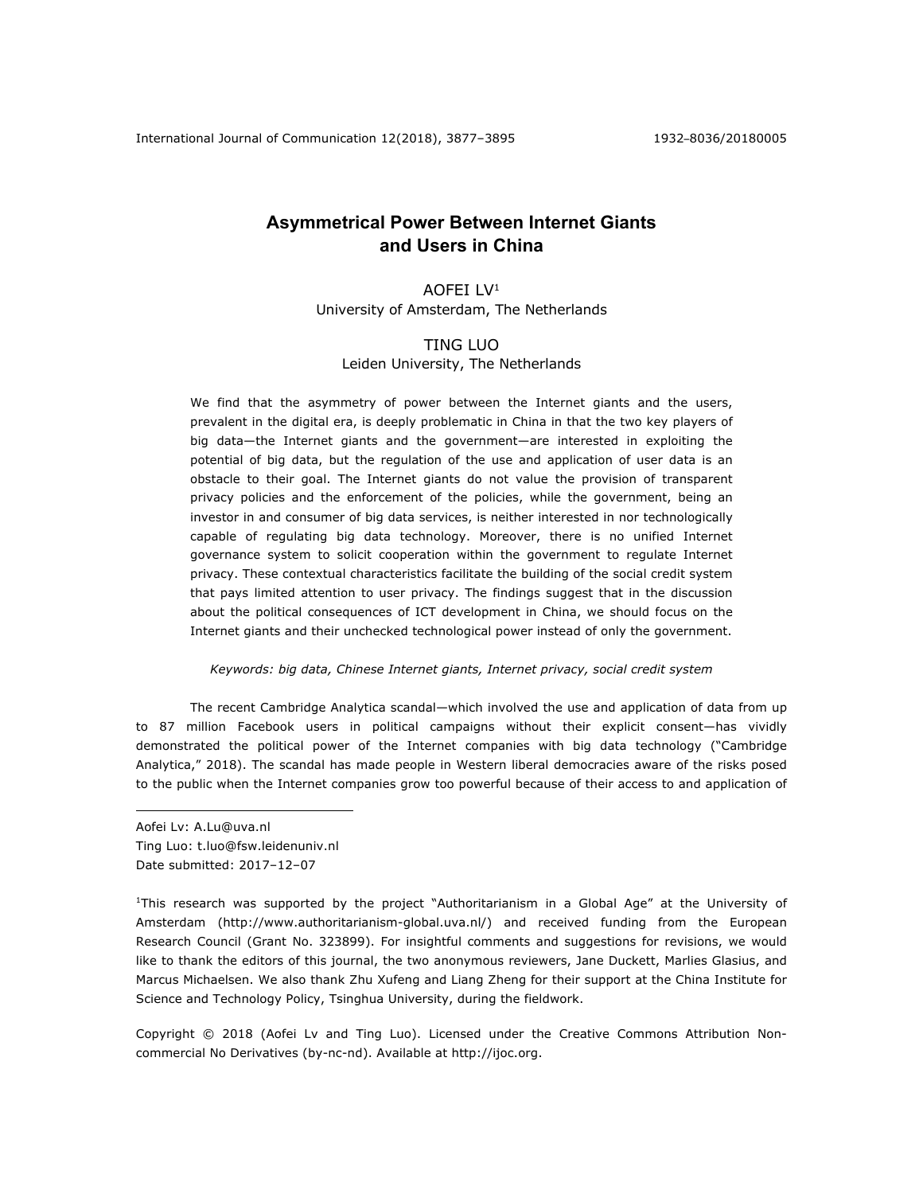# Asymmetrical Power Between Internet Giants and Users in China

AOFEI LV[1]
University of Amsterdam, The Netherlands

TING LUO
Leiden University, The Netherlands

We find that the asymmetry of power between the Internet giants and the users, prevalent in the digital era, is deeply problematic in China in that the two key players of big data—the Internet giants and the government—are interested in exploiting the potential of big data, but the regulation of the use and application of user data is an obstacle to their goal. The Internet giants do not value the provision of transparent privacy policies and the enforcement of the policies, while the government, being an investor in and consumer of big data services, is neither interested in nor technologically capable of regulating big data technology. Moreover, there is no unified Internet governance system to solicit cooperation within the government to regulate Internet privacy. These contextual characteristics facilitate the building of the social credit system that pays limited attention to user privacy. The findings suggest that in the discussion about the political consequences of ICT development in China, we should focus on the Internet giants and their unchecked technological power instead of only the government.

*Keywords: big data, Chinese Internet giants, Internet privacy, social credit system*

The recent Cambridge Analytica scandal—which involved the use and application of data from up to 87 million Facebook users in political campaigns without their explicit consent—has vividly demonstrated the political power of the Internet companies with big data technology ("Cambridge Analytica," 2018). The scandal has made people in Western liberal democracies aware of the risks posed to the public when the Internet companies grow too powerful because of their access to and application of

---

Aofei Lv: A.Lu@uva.nl
Ting Luo: t.luo@fsw.leidenuniv.nl
Date submitted: 2017–12–07

[1]This research was supported by the project "Authoritarianism in a Global Age" at the University of Amsterdam (http://www.authoritarianism-global.uva.nl/) and received funding from the European Research Council (Grant No. 323899). For insightful comments and suggestions for revisions, we would like to thank the editors of this journal, the two anonymous reviewers, Jane Duckett, Marlies Glasius, and Marcus Michaelsen. We also thank Zhu Xufeng and Liang Zheng for their support at the China Institute for Science and Technology Policy, Tsinghua University, during the fieldwork.

Copyright © 2018 (Aofei Lv and Ting Luo). Licensed under the Creative Commons Attribution Non-commercial No Derivatives (by-nc-nd). Available at http://ijoc.org.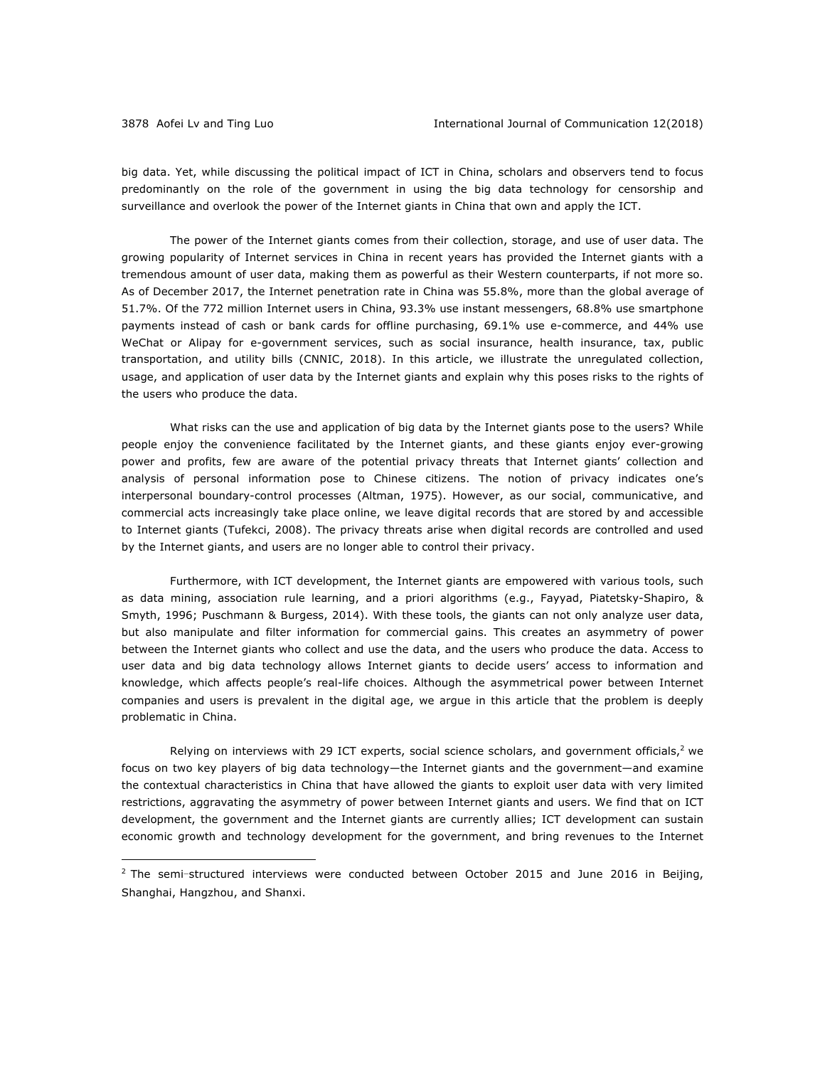big data. Yet, while discussing the political impact of ICT in China, scholars and observers tend to focus predominantly on the role of the government in using the big data technology for censorship and surveillance and overlook the power of the Internet giants in China that own and apply the ICT.

The power of the Internet giants comes from their collection, storage, and use of user data. The growing popularity of Internet services in China in recent years has provided the Internet giants with a tremendous amount of user data, making them as powerful as their Western counterparts, if not more so. As of December 2017, the Internet penetration rate in China was 55.8%, more than the global average of 51.7%. Of the 772 million Internet users in China, 93.3% use instant messengers, 68.8% use smartphone payments instead of cash or bank cards for offline purchasing, 69.1% use e-commerce, and 44% use WeChat or Alipay for e-government services, such as social insurance, health insurance, tax, public transportation, and utility bills (CNNIC, 2018). In this article, we illustrate the unregulated collection, usage, and application of user data by the Internet giants and explain why this poses risks to the rights of the users who produce the data.

What risks can the use and application of big data by the Internet giants pose to the users? While people enjoy the convenience facilitated by the Internet giants, and these giants enjoy ever-growing power and profits, few are aware of the potential privacy threats that Internet giants' collection and analysis of personal information pose to Chinese citizens. The notion of privacy indicates one's interpersonal boundary-control processes (Altman, 1975). However, as our social, communicative, and commercial acts increasingly take place online, we leave digital records that are stored by and accessible to Internet giants (Tufekci, 2008). The privacy threats arise when digital records are controlled and used by the Internet giants, and users are no longer able to control their privacy.

Furthermore, with ICT development, the Internet giants are empowered with various tools, such as data mining, association rule learning, and a priori algorithms (e.g., Fayyad, Piatetsky-Shapiro, & Smyth, 1996; Puschmann & Burgess, 2014). With these tools, the giants can not only analyze user data, but also manipulate and filter information for commercial gains. This creates an asymmetry of power between the Internet giants who collect and use the data, and the users who produce the data. Access to user data and big data technology allows Internet giants to decide users' access to information and knowledge, which affects people's real-life choices. Although the asymmetrical power between Internet companies and users is prevalent in the digital age, we argue in this article that the problem is deeply problematic in China.

Relying on interviews with 29 ICT experts, social science scholars, and government officials,[2] we focus on two key players of big data technology—the Internet giants and the government—and examine the contextual characteristics in China that have allowed the giants to exploit user data with very limited restrictions, aggravating the asymmetry of power between Internet giants and users. We find that on ICT development, the government and the Internet giants are currently allies; ICT development can sustain economic growth and technology development for the government, and bring revenues to the Internet

[2] The semi-structured interviews were conducted between October 2015 and June 2016 in Beijing, Shanghai, Hangzhou, and Shanxi.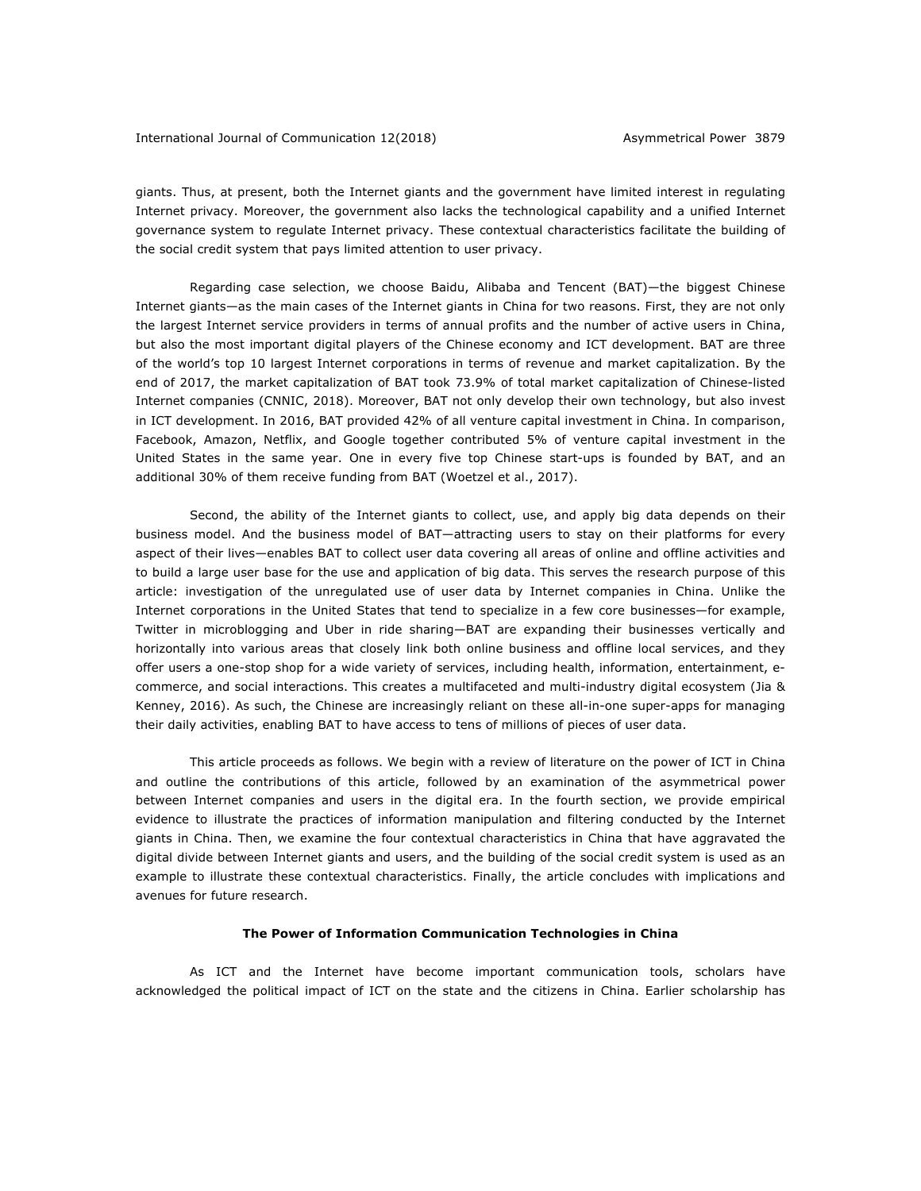giants. Thus, at present, both the Internet giants and the government have limited interest in regulating Internet privacy. Moreover, the government also lacks the technological capability and a unified Internet governance system to regulate Internet privacy. These contextual characteristics facilitate the building of the social credit system that pays limited attention to user privacy.

Regarding case selection, we choose Baidu, Alibaba and Tencent (BAT)—the biggest Chinese Internet giants—as the main cases of the Internet giants in China for two reasons. First, they are not only the largest Internet service providers in terms of annual profits and the number of active users in China, but also the most important digital players of the Chinese economy and ICT development. BAT are three of the world's top 10 largest Internet corporations in terms of revenue and market capitalization. By the end of 2017, the market capitalization of BAT took 73.9% of total market capitalization of Chinese-listed Internet companies (CNNIC, 2018). Moreover, BAT not only develop their own technology, but also invest in ICT development. In 2016, BAT provided 42% of all venture capital investment in China. In comparison, Facebook, Amazon, Netflix, and Google together contributed 5% of venture capital investment in the United States in the same year. One in every five top Chinese start-ups is founded by BAT, and an additional 30% of them receive funding from BAT (Woetzel et al., 2017).

Second, the ability of the Internet giants to collect, use, and apply big data depends on their business model. And the business model of BAT—attracting users to stay on their platforms for every aspect of their lives—enables BAT to collect user data covering all areas of online and offline activities and to build a large user base for the use and application of big data. This serves the research purpose of this article: investigation of the unregulated use of user data by Internet companies in China. Unlike the Internet corporations in the United States that tend to specialize in a few core businesses—for example, Twitter in microblogging and Uber in ride sharing—BAT are expanding their businesses vertically and horizontally into various areas that closely link both online business and offline local services, and they offer users a one-stop shop for a wide variety of services, including health, information, entertainment, e-commerce, and social interactions. This creates a multifaceted and multi-industry digital ecosystem (Jia & Kenney, 2016). As such, the Chinese are increasingly reliant on these all-in-one super-apps for managing their daily activities, enabling BAT to have access to tens of millions of pieces of user data.

This article proceeds as follows. We begin with a review of literature on the power of ICT in China and outline the contributions of this article, followed by an examination of the asymmetrical power between Internet companies and users in the digital era. In the fourth section, we provide empirical evidence to illustrate the practices of information manipulation and filtering conducted by the Internet giants in China. Then, we examine the four contextual characteristics in China that have aggravated the digital divide between Internet giants and users, and the building of the social credit system is used as an example to illustrate these contextual characteristics. Finally, the article concludes with implications and avenues for future research.

## The Power of Information Communication Technologies in China

As ICT and the Internet have become important communication tools, scholars have acknowledged the political impact of ICT on the state and the citizens in China. Earlier scholarship has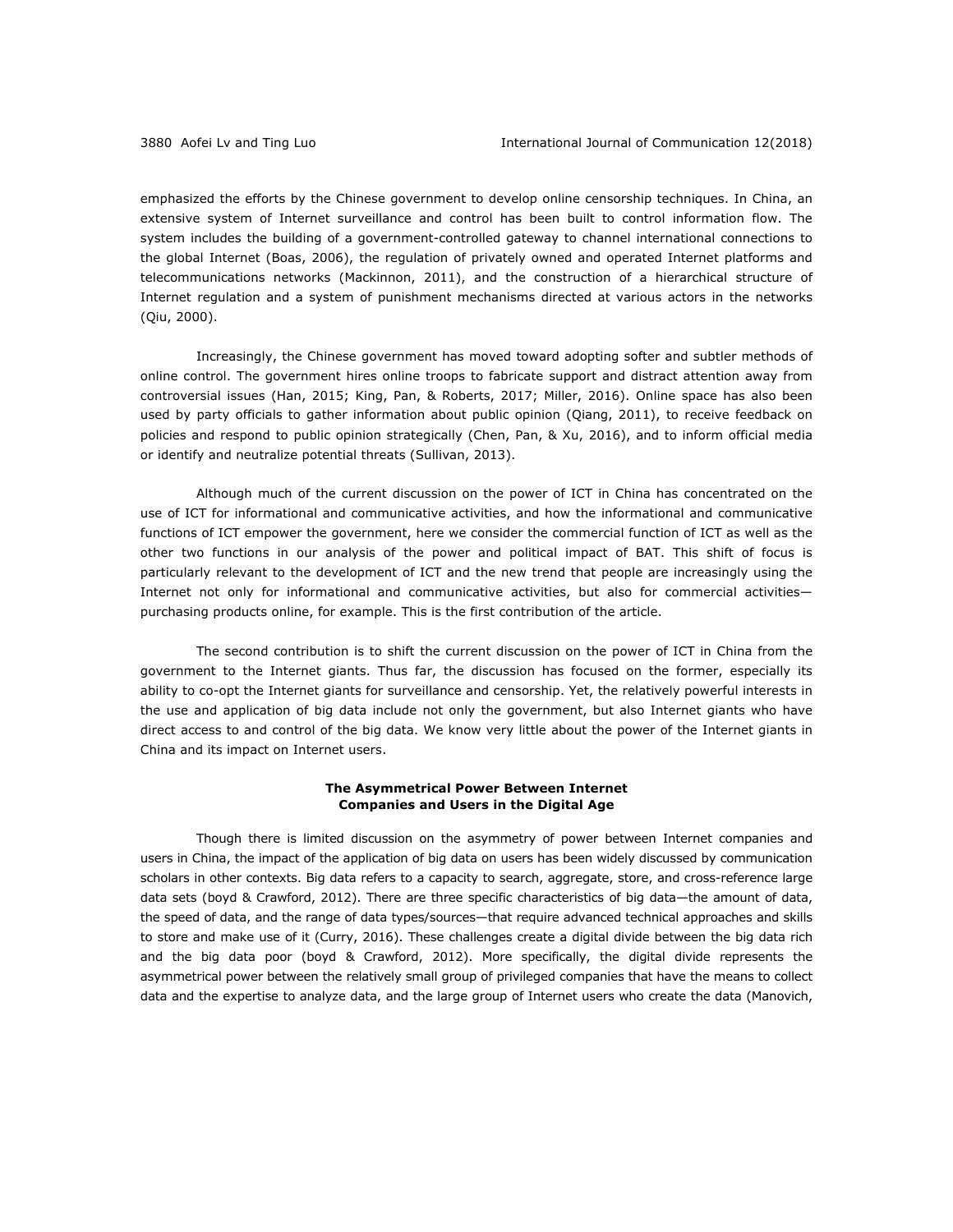emphasized the efforts by the Chinese government to develop online censorship techniques. In China, an extensive system of Internet surveillance and control has been built to control information flow. The system includes the building of a government-controlled gateway to channel international connections to the global Internet (Boas, 2006), the regulation of privately owned and operated Internet platforms and telecommunications networks (Mackinnon, 2011), and the construction of a hierarchical structure of Internet regulation and a system of punishment mechanisms directed at various actors in the networks (Qiu, 2000).

Increasingly, the Chinese government has moved toward adopting softer and subtler methods of online control. The government hires online troops to fabricate support and distract attention away from controversial issues (Han, 2015; King, Pan, & Roberts, 2017; Miller, 2016). Online space has also been used by party officials to gather information about public opinion (Qiang, 2011), to receive feedback on policies and respond to public opinion strategically (Chen, Pan, & Xu, 2016), and to inform official media or identify and neutralize potential threats (Sullivan, 2013).

Although much of the current discussion on the power of ICT in China has concentrated on the use of ICT for informational and communicative activities, and how the informational and communicative functions of ICT empower the government, here we consider the commercial function of ICT as well as the other two functions in our analysis of the power and political impact of BAT. This shift of focus is particularly relevant to the development of ICT and the new trend that people are increasingly using the Internet not only for informational and communicative activities, but also for commercial activities—purchasing products online, for example. This is the first contribution of the article.

The second contribution is to shift the current discussion on the power of ICT in China from the government to the Internet giants. Thus far, the discussion has focused on the former, especially its ability to co-opt the Internet giants for surveillance and censorship. Yet, the relatively powerful interests in the use and application of big data include not only the government, but also Internet giants who have direct access to and control of the big data. We know very little about the power of the Internet giants in China and its impact on Internet users.

## The Asymmetrical Power Between Internet Companies and Users in the Digital Age

Though there is limited discussion on the asymmetry of power between Internet companies and users in China, the impact of the application of big data on users has been widely discussed by communication scholars in other contexts. Big data refers to a capacity to search, aggregate, store, and cross-reference large data sets (boyd & Crawford, 2012). There are three specific characteristics of big data—the amount of data, the speed of data, and the range of data types/sources—that require advanced technical approaches and skills to store and make use of it (Curry, 2016). These challenges create a digital divide between the big data rich and the big data poor (boyd & Crawford, 2012). More specifically, the digital divide represents the asymmetrical power between the relatively small group of privileged companies that have the means to collect data and the expertise to analyze data, and the large group of Internet users who create the data (Manovich,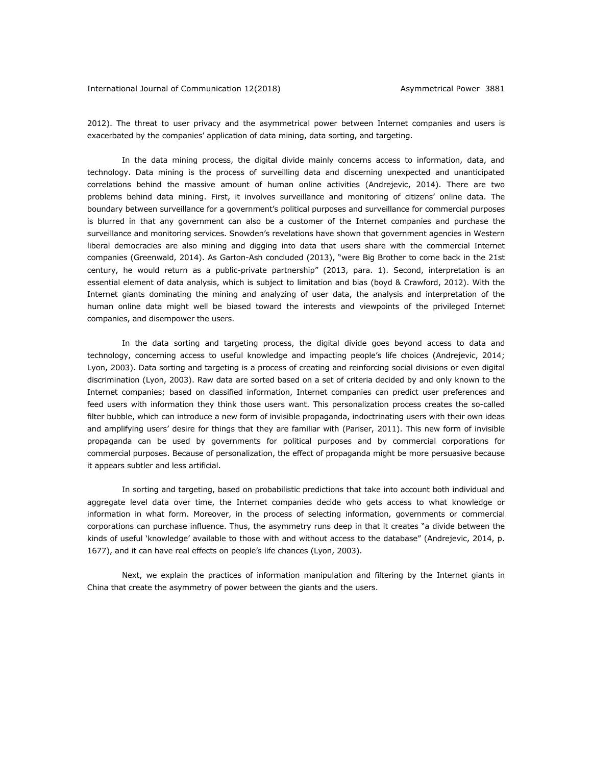2012). The threat to user privacy and the asymmetrical power between Internet companies and users is exacerbated by the companies' application of data mining, data sorting, and targeting.

In the data mining process, the digital divide mainly concerns access to information, data, and technology. Data mining is the process of surveilling data and discerning unexpected and unanticipated correlations behind the massive amount of human online activities (Andrejevic, 2014). There are two problems behind data mining. First, it involves surveillance and monitoring of citizens' online data. The boundary between surveillance for a government's political purposes and surveillance for commercial purposes is blurred in that any government can also be a customer of the Internet companies and purchase the surveillance and monitoring services. Snowden's revelations have shown that government agencies in Western liberal democracies are also mining and digging into data that users share with the commercial Internet companies (Greenwald, 2014). As Garton-Ash concluded (2013), "were Big Brother to come back in the 21st century, he would return as a public-private partnership" (2013, para. 1). Second, interpretation is an essential element of data analysis, which is subject to limitation and bias (boyd & Crawford, 2012). With the Internet giants dominating the mining and analyzing of user data, the analysis and interpretation of the human online data might well be biased toward the interests and viewpoints of the privileged Internet companies, and disempower the users.

In the data sorting and targeting process, the digital divide goes beyond access to data and technology, concerning access to useful knowledge and impacting people's life choices (Andrejevic, 2014; Lyon, 2003). Data sorting and targeting is a process of creating and reinforcing social divisions or even digital discrimination (Lyon, 2003). Raw data are sorted based on a set of criteria decided by and only known to the Internet companies; based on classified information, Internet companies can predict user preferences and feed users with information they think those users want. This personalization process creates the so-called filter bubble, which can introduce a new form of invisible propaganda, indoctrinating users with their own ideas and amplifying users' desire for things that they are familiar with (Pariser, 2011). This new form of invisible propaganda can be used by governments for political purposes and by commercial corporations for commercial purposes. Because of personalization, the effect of propaganda might be more persuasive because it appears subtler and less artificial.

In sorting and targeting, based on probabilistic predictions that take into account both individual and aggregate level data over time, the Internet companies decide who gets access to what knowledge or information in what form. Moreover, in the process of selecting information, governments or commercial corporations can purchase influence. Thus, the asymmetry runs deep in that it creates "a divide between the kinds of useful 'knowledge' available to those with and without access to the database" (Andrejevic, 2014, p. 1677), and it can have real effects on people's life chances (Lyon, 2003).

Next, we explain the practices of information manipulation and filtering by the Internet giants in China that create the asymmetry of power between the giants and the users.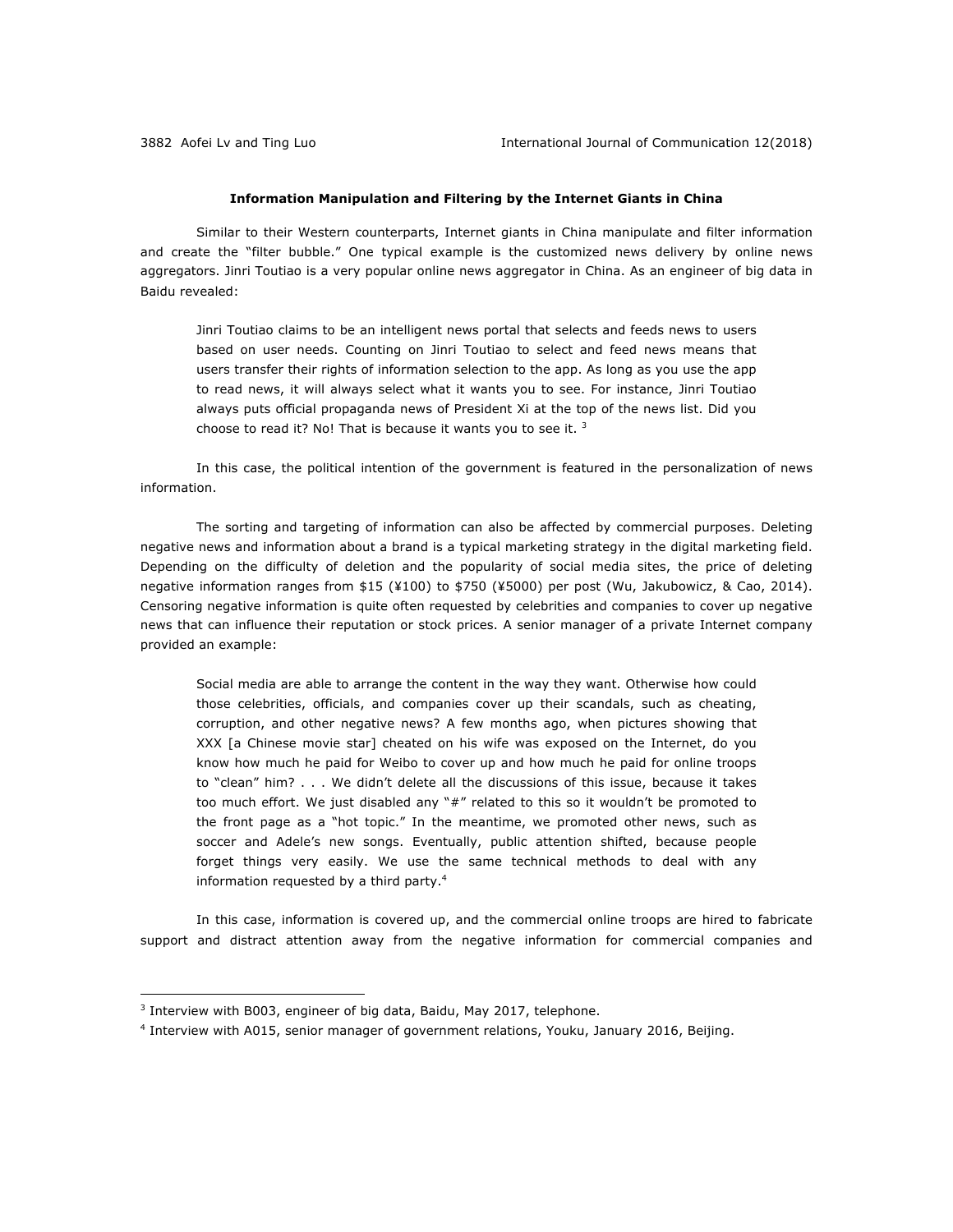**Information Manipulation and Filtering by the Internet Giants in China**

Similar to their Western counterparts, Internet giants in China manipulate and filter information and create the "filter bubble." One typical example is the customized news delivery by online news aggregators. Jinri Toutiao is a very popular online news aggregator in China. As an engineer of big data in Baidu revealed:

> Jinri Toutiao claims to be an intelligent news portal that selects and feeds news to users based on user needs. Counting on Jinri Toutiao to select and feed news means that users transfer their rights of information selection to the app. As long as you use the app to read news, it will always select what it wants you to see. For instance, Jinri Toutiao always puts official propaganda news of President Xi at the top of the news list. Did you choose to read it? No! That is because it wants you to see it. [3]

In this case, the political intention of the government is featured in the personalization of news information.

The sorting and targeting of information can also be affected by commercial purposes. Deleting negative news and information about a brand is a typical marketing strategy in the digital marketing field. Depending on the difficulty of deletion and the popularity of social media sites, the price of deleting negative information ranges from $15 (¥100) to $750 (¥5000) per post (Wu, Jakubowicz, & Cao, 2014). Censoring negative information is quite often requested by celebrities and companies to cover up negative news that can influence their reputation or stock prices. A senior manager of a private Internet company provided an example:

> Social media are able to arrange the content in the way they want. Otherwise how could those celebrities, officials, and companies cover up their scandals, such as cheating, corruption, and other negative news? A few months ago, when pictures showing that XXX [a Chinese movie star] cheated on his wife was exposed on the Internet, do you know how much he paid for Weibo to cover up and how much he paid for online troops to "clean" him? . . . We didn't delete all the discussions of this issue, because it takes too much effort. We just disabled any "#" related to this so it wouldn't be promoted to the front page as a "hot topic." In the meantime, we promoted other news, such as soccer and Adele's new songs. Eventually, public attention shifted, because people forget things very easily. We use the same technical methods to deal with any information requested by a third party.[4]

In this case, information is covered up, and the commercial online troops are hired to fabricate support and distract attention away from the negative information for commercial companies and

---

[3] Interview with B003, engineer of big data, Baidu, May 2017, telephone.

[4] Interview with A015, senior manager of government relations, Youku, January 2016, Beijing.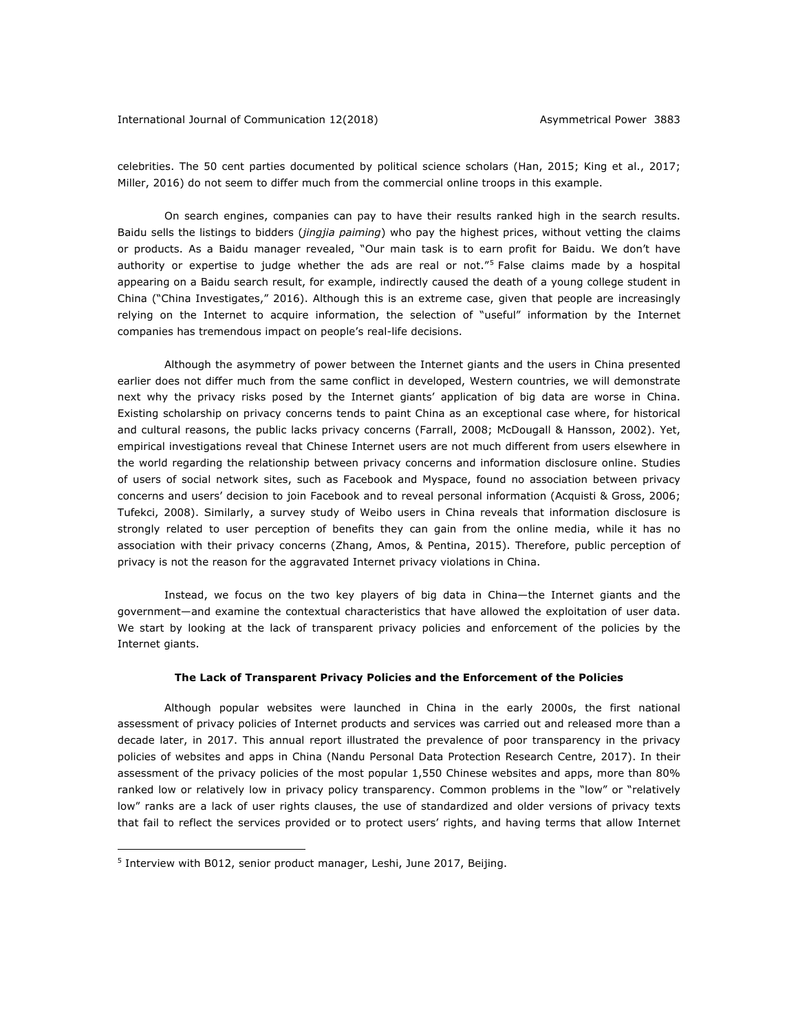celebrities. The 50 cent parties documented by political science scholars (Han, 2015; King et al., 2017; Miller, 2016) do not seem to differ much from the commercial online troops in this example.

On search engines, companies can pay to have their results ranked high in the search results. Baidu sells the listings to bidders (*jingjia paiming*) who pay the highest prices, without vetting the claims or products. As a Baidu manager revealed, "Our main task is to earn profit for Baidu. We don't have authority or expertise to judge whether the ads are real or not."[5] False claims made by a hospital appearing on a Baidu search result, for example, indirectly caused the death of a young college student in China ("China Investigates," 2016). Although this is an extreme case, given that people are increasingly relying on the Internet to acquire information, the selection of "useful" information by the Internet companies has tremendous impact on people's real-life decisions.

Although the asymmetry of power between the Internet giants and the users in China presented earlier does not differ much from the same conflict in developed, Western countries, we will demonstrate next why the privacy risks posed by the Internet giants' application of big data are worse in China. Existing scholarship on privacy concerns tends to paint China as an exceptional case where, for historical and cultural reasons, the public lacks privacy concerns (Farrall, 2008; McDougall & Hansson, 2002). Yet, empirical investigations reveal that Chinese Internet users are not much different from users elsewhere in the world regarding the relationship between privacy concerns and information disclosure online. Studies of users of social network sites, such as Facebook and Myspace, found no association between privacy concerns and users' decision to join Facebook and to reveal personal information (Acquisti & Gross, 2006; Tufekci, 2008). Similarly, a survey study of Weibo users in China reveals that information disclosure is strongly related to user perception of benefits they can gain from the online media, while it has no association with their privacy concerns (Zhang, Amos, & Pentina, 2015). Therefore, public perception of privacy is not the reason for the aggravated Internet privacy violations in China.

Instead, we focus on the two key players of big data in China—the Internet giants and the government—and examine the contextual characteristics that have allowed the exploitation of user data. We start by looking at the lack of transparent privacy policies and enforcement of the policies by the Internet giants.

### The Lack of Transparent Privacy Policies and the Enforcement of the Policies

Although popular websites were launched in China in the early 2000s, the first national assessment of privacy policies of Internet products and services was carried out and released more than a decade later, in 2017. This annual report illustrated the prevalence of poor transparency in the privacy policies of websites and apps in China (Nandu Personal Data Protection Research Centre, 2017). In their assessment of the privacy policies of the most popular 1,550 Chinese websites and apps, more than 80% ranked low or relatively low in privacy policy transparency. Common problems in the "low" or "relatively low" ranks are a lack of user rights clauses, the use of standardized and older versions of privacy texts that fail to reflect the services provided or to protect users' rights, and having terms that allow Internet

---

[5] Interview with B012, senior product manager, Leshi, June 2017, Beijing.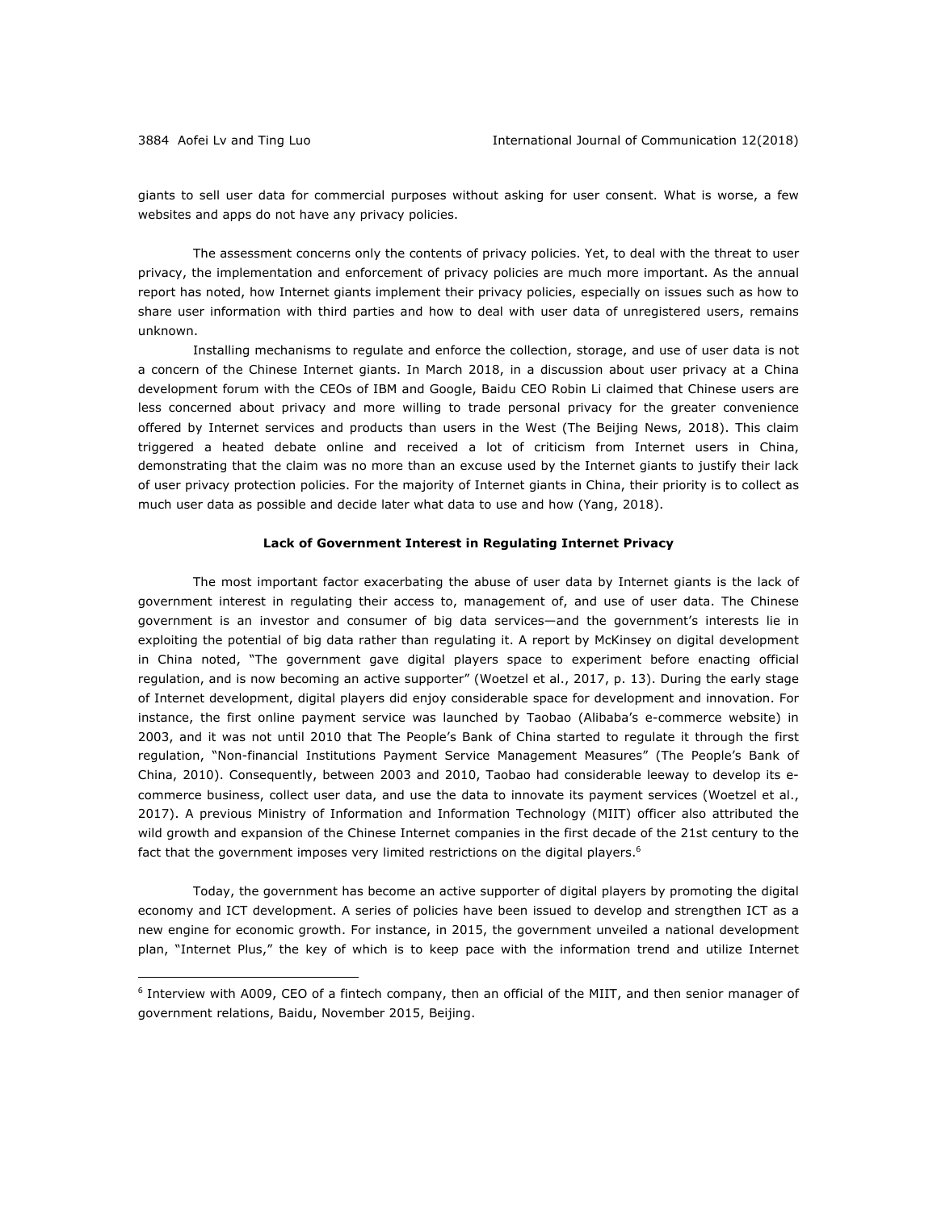giants to sell user data for commercial purposes without asking for user consent. What is worse, a few websites and apps do not have any privacy policies.

The assessment concerns only the contents of privacy policies. Yet, to deal with the threat to user privacy, the implementation and enforcement of privacy policies are much more important. As the annual report has noted, how Internet giants implement their privacy policies, especially on issues such as how to share user information with third parties and how to deal with user data of unregistered users, remains unknown.

Installing mechanisms to regulate and enforce the collection, storage, and use of user data is not a concern of the Chinese Internet giants. In March 2018, in a discussion about user privacy at a China development forum with the CEOs of IBM and Google, Baidu CEO Robin Li claimed that Chinese users are less concerned about privacy and more willing to trade personal privacy for the greater convenience offered by Internet services and products than users in the West (The Beijing News, 2018). This claim triggered a heated debate online and received a lot of criticism from Internet users in China, demonstrating that the claim was no more than an excuse used by the Internet giants to justify their lack of user privacy protection policies. For the majority of Internet giants in China, their priority is to collect as much user data as possible and decide later what data to use and how (Yang, 2018).

### Lack of Government Interest in Regulating Internet Privacy

The most important factor exacerbating the abuse of user data by Internet giants is the lack of government interest in regulating their access to, management of, and use of user data. The Chinese government is an investor and consumer of big data services—and the government's interests lie in exploiting the potential of big data rather than regulating it. A report by McKinsey on digital development in China noted, "The government gave digital players space to experiment before enacting official regulation, and is now becoming an active supporter" (Woetzel et al., 2017, p. 13). During the early stage of Internet development, digital players did enjoy considerable space for development and innovation. For instance, the first online payment service was launched by Taobao (Alibaba's e-commerce website) in 2003, and it was not until 2010 that The People's Bank of China started to regulate it through the first regulation, "Non-financial Institutions Payment Service Management Measures" (The People's Bank of China, 2010). Consequently, between 2003 and 2010, Taobao had considerable leeway to develop its e-commerce business, collect user data, and use the data to innovate its payment services (Woetzel et al., 2017). A previous Ministry of Information and Information Technology (MIIT) officer also attributed the wild growth and expansion of the Chinese Internet companies in the first decade of the 21st century to the fact that the government imposes very limited restrictions on the digital players.[6]

Today, the government has become an active supporter of digital players by promoting the digital economy and ICT development. A series of policies have been issued to develop and strengthen ICT as a new engine for economic growth. For instance, in 2015, the government unveiled a national development plan, "Internet Plus," the key of which is to keep pace with the information trend and utilize Internet

---

[6] Interview with A009, CEO of a fintech company, then an official of the MIIT, and then senior manager of government relations, Baidu, November 2015, Beijing.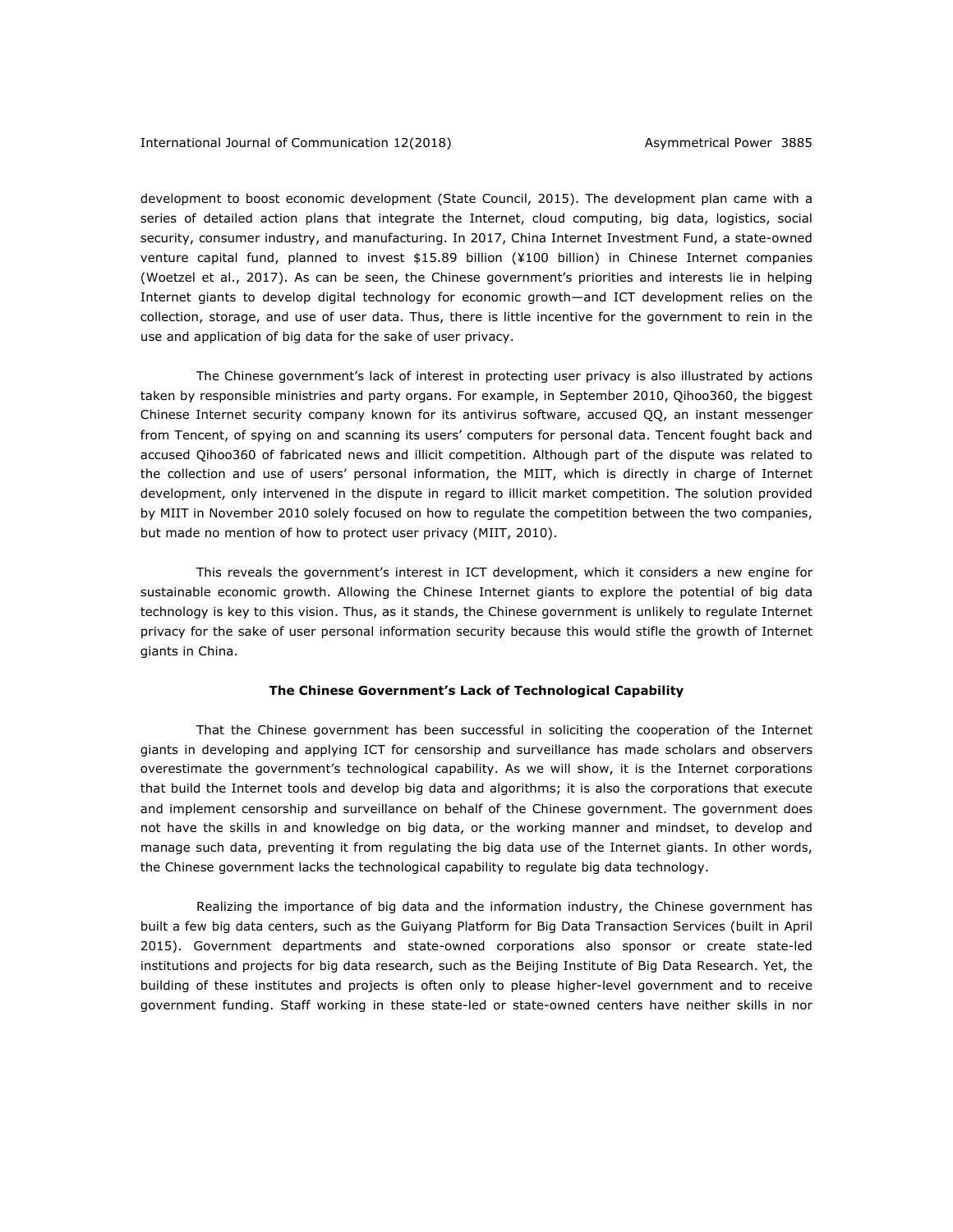development to boost economic development (State Council, 2015). The development plan came with a series of detailed action plans that integrate the Internet, cloud computing, big data, logistics, social security, consumer industry, and manufacturing. In 2017, China Internet Investment Fund, a state-owned venture capital fund, planned to invest $15.89 billion (¥100 billion) in Chinese Internet companies (Woetzel et al., 2017). As can be seen, the Chinese government's priorities and interests lie in helping Internet giants to develop digital technology for economic growth—and ICT development relies on the collection, storage, and use of user data. Thus, there is little incentive for the government to rein in the use and application of big data for the sake of user privacy.

The Chinese government's lack of interest in protecting user privacy is also illustrated by actions taken by responsible ministries and party organs. For example, in September 2010, Qihoo360, the biggest Chinese Internet security company known for its antivirus software, accused QQ, an instant messenger from Tencent, of spying on and scanning its users' computers for personal data. Tencent fought back and accused Qihoo360 of fabricated news and illicit competition. Although part of the dispute was related to the collection and use of users' personal information, the MIIT, which is directly in charge of Internet development, only intervened in the dispute in regard to illicit market competition. The solution provided by MIIT in November 2010 solely focused on how to regulate the competition between the two companies, but made no mention of how to protect user privacy (MIIT, 2010).

This reveals the government's interest in ICT development, which it considers a new engine for sustainable economic growth. Allowing the Chinese Internet giants to explore the potential of big data technology is key to this vision. Thus, as it stands, the Chinese government is unlikely to regulate Internet privacy for the sake of user personal information security because this would stifle the growth of Internet giants in China.

### The Chinese Government's Lack of Technological Capability

That the Chinese government has been successful in soliciting the cooperation of the Internet giants in developing and applying ICT for censorship and surveillance has made scholars and observers overestimate the government's technological capability. As we will show, it is the Internet corporations that build the Internet tools and develop big data and algorithms; it is also the corporations that execute and implement censorship and surveillance on behalf of the Chinese government. The government does not have the skills in and knowledge on big data, or the working manner and mindset, to develop and manage such data, preventing it from regulating the big data use of the Internet giants. In other words, the Chinese government lacks the technological capability to regulate big data technology.

Realizing the importance of big data and the information industry, the Chinese government has built a few big data centers, such as the Guiyang Platform for Big Data Transaction Services (built in April 2015). Government departments and state-owned corporations also sponsor or create state-led institutions and projects for big data research, such as the Beijing Institute of Big Data Research. Yet, the building of these institutes and projects is often only to please higher-level government and to receive government funding. Staff working in these state-led or state-owned centers have neither skills in nor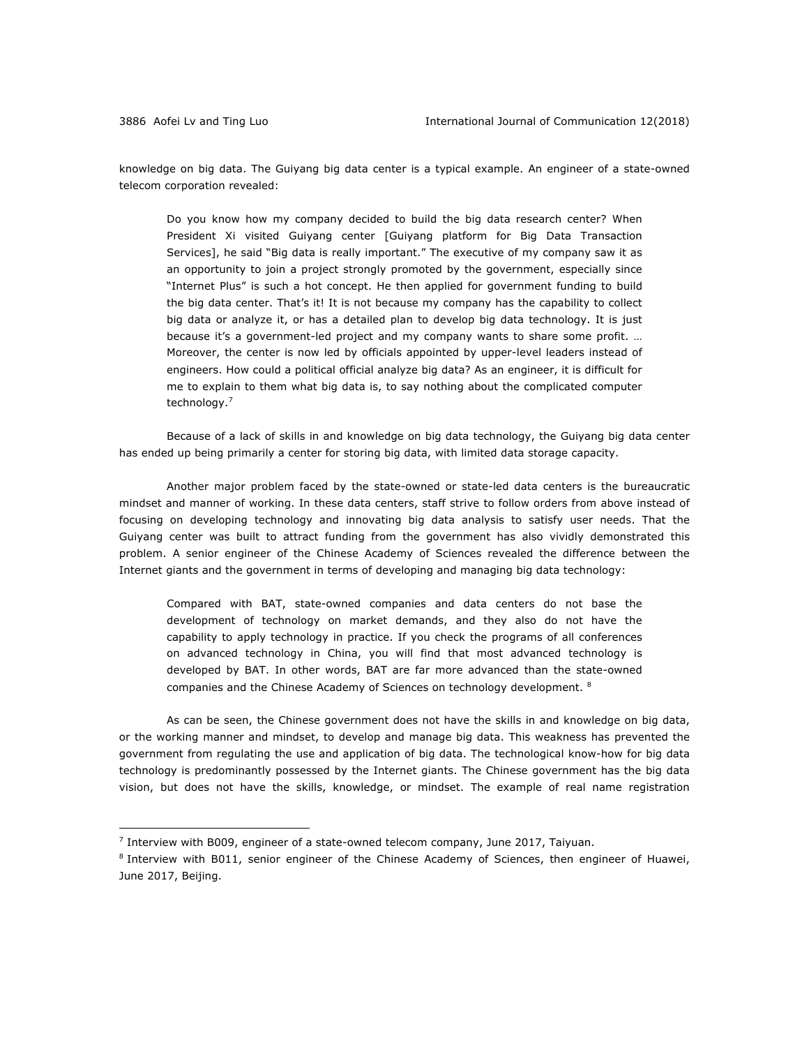knowledge on big data. The Guiyang big data center is a typical example. An engineer of a state-owned telecom corporation revealed:

> Do you know how my company decided to build the big data research center? When President Xi visited Guiyang center [Guiyang platform for Big Data Transaction Services], he said "Big data is really important." The executive of my company saw it as an opportunity to join a project strongly promoted by the government, especially since "Internet Plus" is such a hot concept. He then applied for government funding to build the big data center. That's it! It is not because my company has the capability to collect big data or analyze it, or has a detailed plan to develop big data technology. It is just because it's a government-led project and my company wants to share some profit. … Moreover, the center is now led by officials appointed by upper-level leaders instead of engineers. How could a political official analyze big data? As an engineer, it is difficult for me to explain to them what big data is, to say nothing about the complicated computer technology.[7]

Because of a lack of skills in and knowledge on big data technology, the Guiyang big data center has ended up being primarily a center for storing big data, with limited data storage capacity.

Another major problem faced by the state-owned or state-led data centers is the bureaucratic mindset and manner of working. In these data centers, staff strive to follow orders from above instead of focusing on developing technology and innovating big data analysis to satisfy user needs. That the Guiyang center was built to attract funding from the government has also vividly demonstrated this problem. A senior engineer of the Chinese Academy of Sciences revealed the difference between the Internet giants and the government in terms of developing and managing big data technology:

> Compared with BAT, state-owned companies and data centers do not base the development of technology on market demands, and they also do not have the capability to apply technology in practice. If you check the programs of all conferences on advanced technology in China, you will find that most advanced technology is developed by BAT. In other words, BAT are far more advanced than the state-owned companies and the Chinese Academy of Sciences on technology development. [8]

As can be seen, the Chinese government does not have the skills in and knowledge on big data, or the working manner and mindset, to develop and manage big data. This weakness has prevented the government from regulating the use and application of big data. The technological know-how for big data technology is predominantly possessed by the Internet giants. The Chinese government has the big data vision, but does not have the skills, knowledge, or mindset. The example of real name registration

---

[7] Interview with B009, engineer of a state-owned telecom company, June 2017, Taiyuan.

[8] Interview with B011, senior engineer of the Chinese Academy of Sciences, then engineer of Huawei, June 2017, Beijing.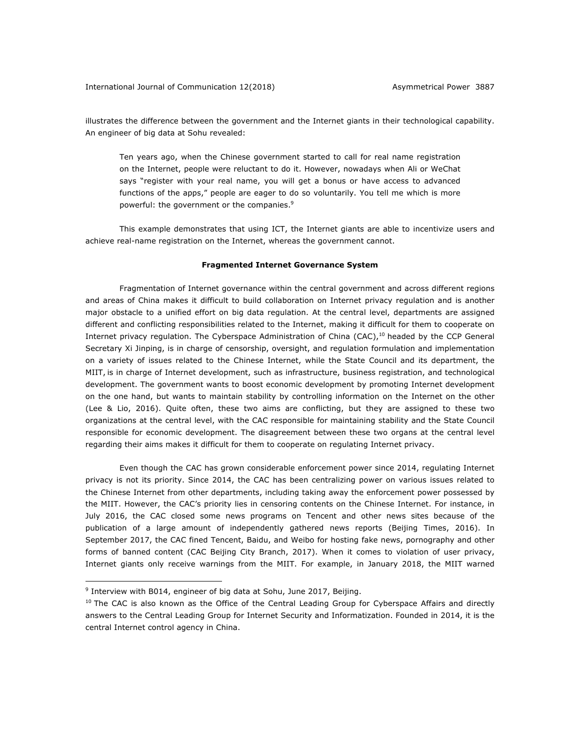illustrates the difference between the government and the Internet giants in their technological capability. An engineer of big data at Sohu revealed:

> Ten years ago, when the Chinese government started to call for real name registration on the Internet, people were reluctant to do it. However, nowadays when Ali or WeChat says "register with your real name, you will get a bonus or have access to advanced functions of the apps," people are eager to do so voluntarily. You tell me which is more powerful: the government or the companies.[9]

This example demonstrates that using ICT, the Internet giants are able to incentivize users and achieve real-name registration on the Internet, whereas the government cannot.

### Fragmented Internet Governance System

Fragmentation of Internet governance within the central government and across different regions and areas of China makes it difficult to build collaboration on Internet privacy regulation and is another major obstacle to a unified effort on big data regulation. At the central level, departments are assigned different and conflicting responsibilities related to the Internet, making it difficult for them to cooperate on Internet privacy regulation. The Cyberspace Administration of China (CAC),[10] headed by the CCP General Secretary Xi Jinping, is in charge of censorship, oversight, and regulation formulation and implementation on a variety of issues related to the Chinese Internet, while the State Council and its department, the MIIT, is in charge of Internet development, such as infrastructure, business registration, and technological development. The government wants to boost economic development by promoting Internet development on the one hand, but wants to maintain stability by controlling information on the Internet on the other (Lee & Lio, 2016). Quite often, these two aims are conflicting, but they are assigned to these two organizations at the central level, with the CAC responsible for maintaining stability and the State Council responsible for economic development. The disagreement between these two organs at the central level regarding their aims makes it difficult for them to cooperate on regulating Internet privacy.

Even though the CAC has grown considerable enforcement power since 2014, regulating Internet privacy is not its priority. Since 2014, the CAC has been centralizing power on various issues related to the Chinese Internet from other departments, including taking away the enforcement power possessed by the MIIT. However, the CAC's priority lies in censoring contents on the Chinese Internet. For instance, in July 2016, the CAC closed some news programs on Tencent and other news sites because of the publication of a large amount of independently gathered news reports (Beijing Times, 2016). In September 2017, the CAC fined Tencent, Baidu, and Weibo for hosting fake news, pornography and other forms of banned content (CAC Beijing City Branch, 2017). When it comes to violation of user privacy, Internet giants only receive warnings from the MIIT. For example, in January 2018, the MIIT warned

---

[9] Interview with B014, engineer of big data at Sohu, June 2017, Beijing.

[10] The CAC is also known as the Office of the Central Leading Group for Cyberspace Affairs and directly answers to the Central Leading Group for Internet Security and Informatization. Founded in 2014, it is the central Internet control agency in China.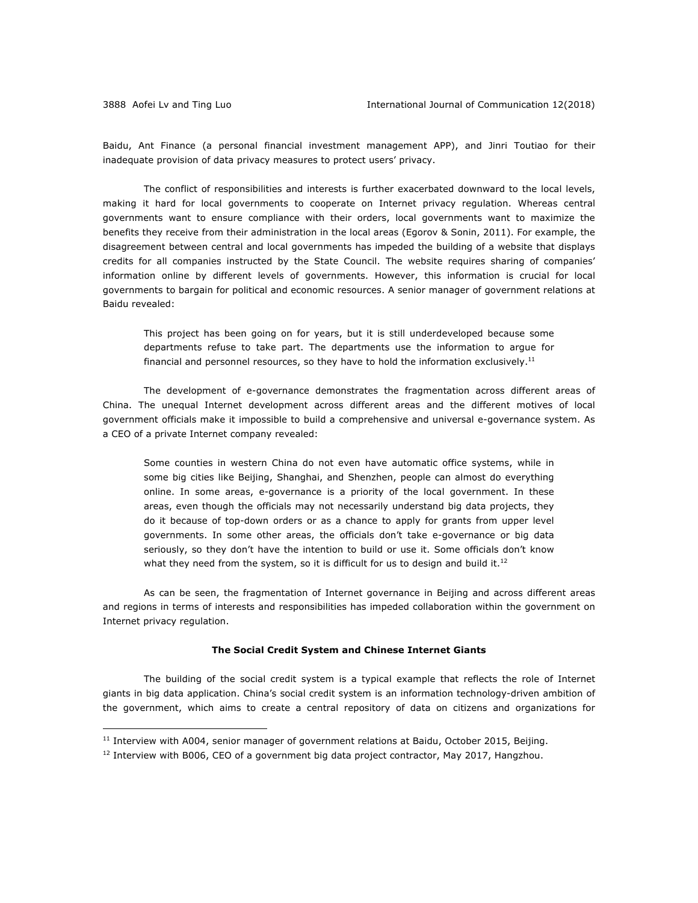Baidu, Ant Finance (a personal financial investment management APP), and Jinri Toutiao for their inadequate provision of data privacy measures to protect users' privacy.

The conflict of responsibilities and interests is further exacerbated downward to the local levels, making it hard for local governments to cooperate on Internet privacy regulation. Whereas central governments want to ensure compliance with their orders, local governments want to maximize the benefits they receive from their administration in the local areas (Egorov & Sonin, 2011). For example, the disagreement between central and local governments has impeded the building of a website that displays credits for all companies instructed by the State Council. The website requires sharing of companies' information online by different levels of governments. However, this information is crucial for local governments to bargain for political and economic resources. A senior manager of government relations at Baidu revealed:

> This project has been going on for years, but it is still underdeveloped because some departments refuse to take part. The departments use the information to argue for financial and personnel resources, so they have to hold the information exclusively.[11]

The development of e-governance demonstrates the fragmentation across different areas of China. The unequal Internet development across different areas and the different motives of local government officials make it impossible to build a comprehensive and universal e-governance system. As a CEO of a private Internet company revealed:

> Some counties in western China do not even have automatic office systems, while in some big cities like Beijing, Shanghai, and Shenzhen, people can almost do everything online. In some areas, e-governance is a priority of the local government. In these areas, even though the officials may not necessarily understand big data projects, they do it because of top-down orders or as a chance to apply for grants from upper level governments. In some other areas, the officials don't take e-governance or big data seriously, so they don't have the intention to build or use it. Some officials don't know what they need from the system, so it is difficult for us to design and build it.[12]

As can be seen, the fragmentation of Internet governance in Beijing and across different areas and regions in terms of interests and responsibilities has impeded collaboration within the government on Internet privacy regulation.

### The Social Credit System and Chinese Internet Giants

The building of the social credit system is a typical example that reflects the role of Internet giants in big data application. China's social credit system is an information technology-driven ambition of the government, which aims to create a central repository of data on citizens and organizations for

[11] Interview with A004, senior manager of government relations at Baidu, October 2015, Beijing.

[12] Interview with B006, CEO of a government big data project contractor, May 2017, Hangzhou.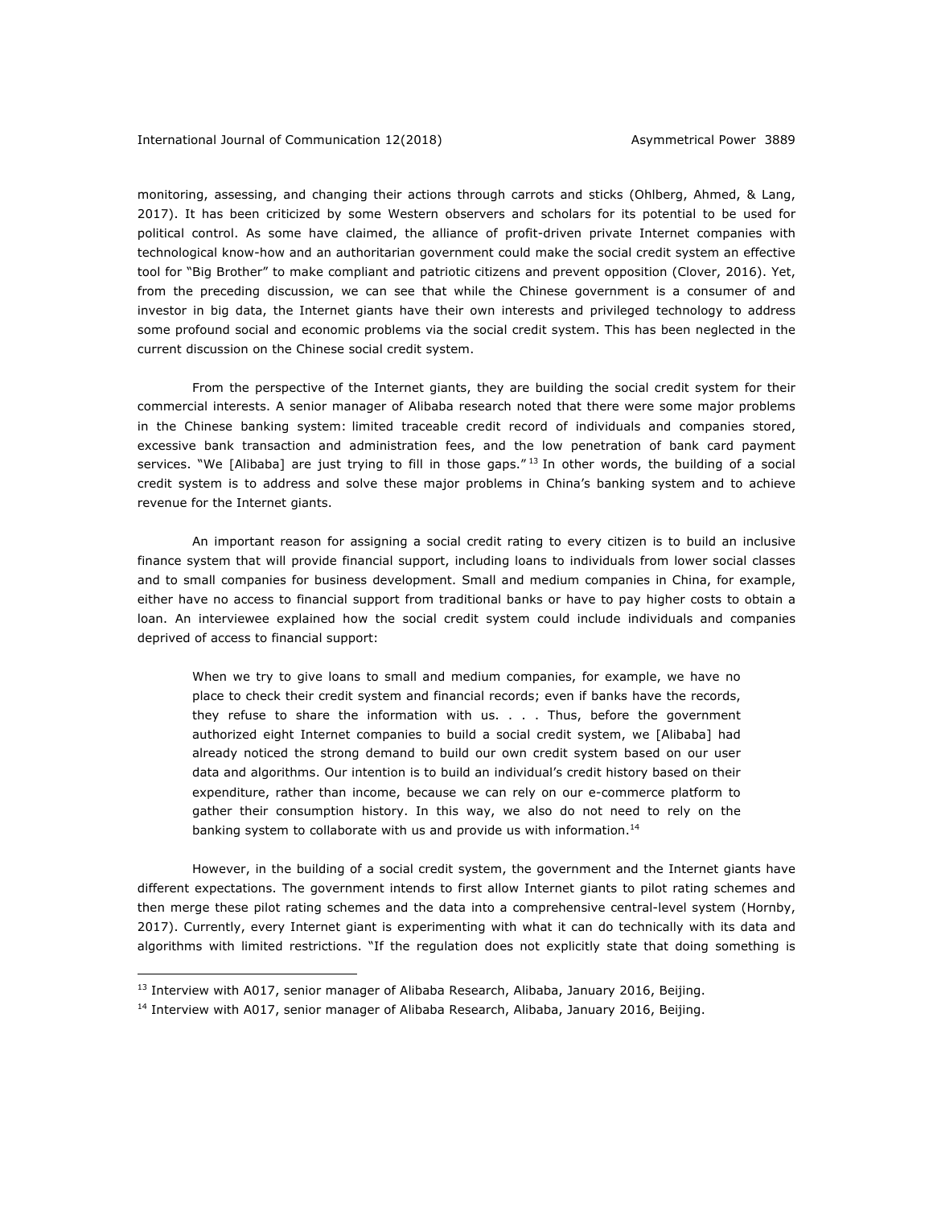monitoring, assessing, and changing their actions through carrots and sticks (Ohlberg, Ahmed, & Lang, 2017). It has been criticized by some Western observers and scholars for its potential to be used for political control. As some have claimed, the alliance of profit-driven private Internet companies with technological know-how and an authoritarian government could make the social credit system an effective tool for "Big Brother" to make compliant and patriotic citizens and prevent opposition (Clover, 2016). Yet, from the preceding discussion, we can see that while the Chinese government is a consumer of and investor in big data, the Internet giants have their own interests and privileged technology to address some profound social and economic problems via the social credit system. This has been neglected in the current discussion on the Chinese social credit system.

From the perspective of the Internet giants, they are building the social credit system for their commercial interests. A senior manager of Alibaba research noted that there were some major problems in the Chinese banking system: limited traceable credit record of individuals and companies stored, excessive bank transaction and administration fees, and the low penetration of bank card payment services. "We [Alibaba] are just trying to fill in those gaps."[13] In other words, the building of a social credit system is to address and solve these major problems in China's banking system and to achieve revenue for the Internet giants.

An important reason for assigning a social credit rating to every citizen is to build an inclusive finance system that will provide financial support, including loans to individuals from lower social classes and to small companies for business development. Small and medium companies in China, for example, either have no access to financial support from traditional banks or have to pay higher costs to obtain a loan. An interviewee explained how the social credit system could include individuals and companies deprived of access to financial support:

> When we try to give loans to small and medium companies, for example, we have no place to check their credit system and financial records; even if banks have the records, they refuse to share the information with us. . . . Thus, before the government authorized eight Internet companies to build a social credit system, we [Alibaba] had already noticed the strong demand to build our own credit system based on our user data and algorithms. Our intention is to build an individual's credit history based on their expenditure, rather than income, because we can rely on our e-commerce platform to gather their consumption history. In this way, we also do not need to rely on the banking system to collaborate with us and provide us with information.[14]

However, in the building of a social credit system, the government and the Internet giants have different expectations. The government intends to first allow Internet giants to pilot rating schemes and then merge these pilot rating schemes and the data into a comprehensive central-level system (Hornby, 2017). Currently, every Internet giant is experimenting with what it can do technically with its data and algorithms with limited restrictions. "If the regulation does not explicitly state that doing something is

---

[13] Interview with A017, senior manager of Alibaba Research, Alibaba, January 2016, Beijing.

[14] Interview with A017, senior manager of Alibaba Research, Alibaba, January 2016, Beijing.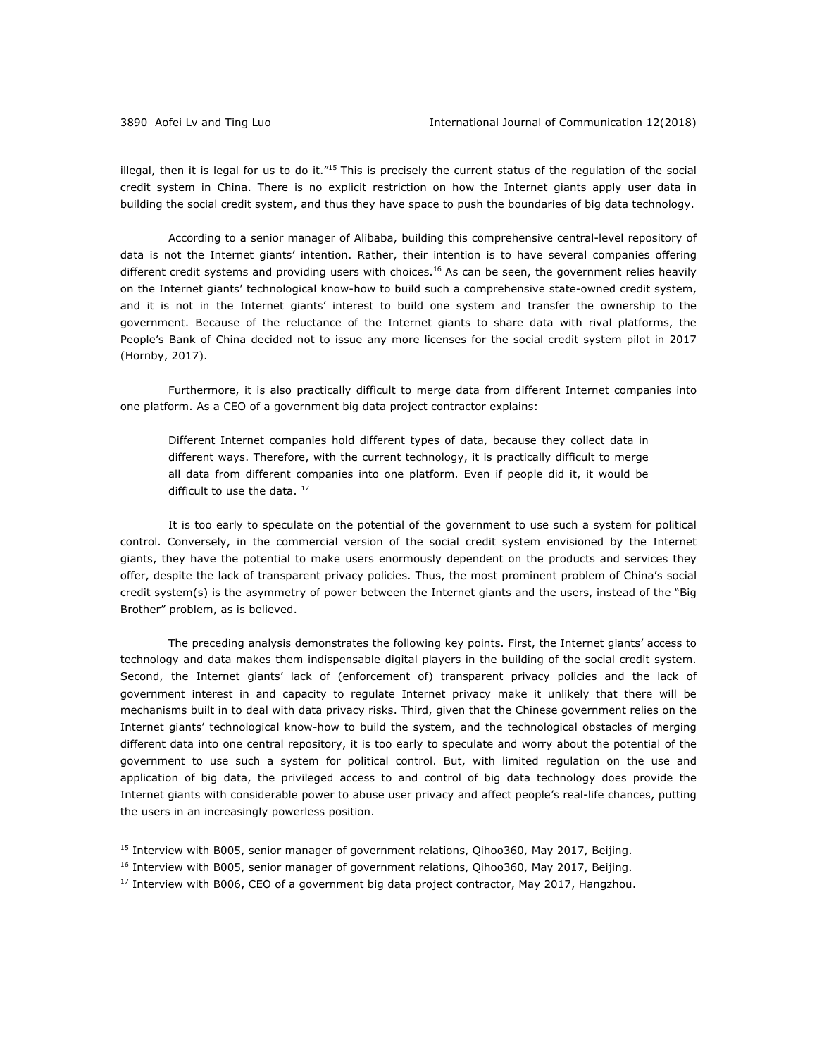illegal, then it is legal for us to do it."[15] This is precisely the current status of the regulation of the social credit system in China. There is no explicit restriction on how the Internet giants apply user data in building the social credit system, and thus they have space to push the boundaries of big data technology.

According to a senior manager of Alibaba, building this comprehensive central-level repository of data is not the Internet giants' intention. Rather, their intention is to have several companies offering different credit systems and providing users with choices.[16] As can be seen, the government relies heavily on the Internet giants' technological know-how to build such a comprehensive state-owned credit system, and it is not in the Internet giants' interest to build one system and transfer the ownership to the government. Because of the reluctance of the Internet giants to share data with rival platforms, the People's Bank of China decided not to issue any more licenses for the social credit system pilot in 2017 (Hornby, 2017).

Furthermore, it is also practically difficult to merge data from different Internet companies into one platform. As a CEO of a government big data project contractor explains:

> Different Internet companies hold different types of data, because they collect data in different ways. Therefore, with the current technology, it is practically difficult to merge all data from different companies into one platform. Even if people did it, it would be difficult to use the data. [17]

It is too early to speculate on the potential of the government to use such a system for political control. Conversely, in the commercial version of the social credit system envisioned by the Internet giants, they have the potential to make users enormously dependent on the products and services they offer, despite the lack of transparent privacy policies. Thus, the most prominent problem of China's social credit system(s) is the asymmetry of power between the Internet giants and the users, instead of the "Big Brother" problem, as is believed.

The preceding analysis demonstrates the following key points. First, the Internet giants' access to technology and data makes them indispensable digital players in the building of the social credit system. Second, the Internet giants' lack of (enforcement of) transparent privacy policies and the lack of government interest in and capacity to regulate Internet privacy make it unlikely that there will be mechanisms built in to deal with data privacy risks. Third, given that the Chinese government relies on the Internet giants' technological know-how to build the system, and the technological obstacles of merging different data into one central repository, it is too early to speculate and worry about the potential of the government to use such a system for political control. But, with limited regulation on the use and application of big data, the privileged access to and control of big data technology does provide the Internet giants with considerable power to abuse user privacy and affect people's real-life chances, putting the users in an increasingly powerless position.

---

[15] Interview with B005, senior manager of government relations, Qihoo360, May 2017, Beijing.

[16] Interview with B005, senior manager of government relations, Qihoo360, May 2017, Beijing.

[17] Interview with B006, CEO of a government big data project contractor, May 2017, Hangzhou.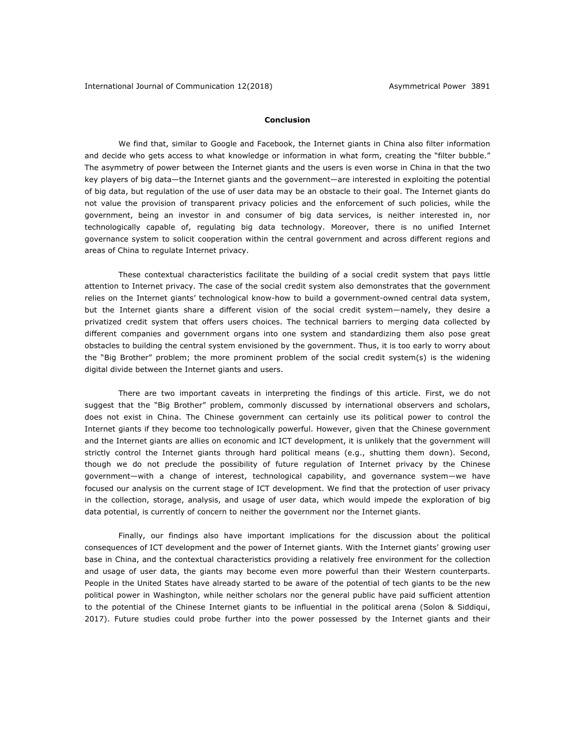## Conclusion

We find that, similar to Google and Facebook, the Internet giants in China also filter information and decide who gets access to what knowledge or information in what form, creating the "filter bubble." The asymmetry of power between the Internet giants and the users is even worse in China in that the two key players of big data—the Internet giants and the government—are interested in exploiting the potential of big data, but regulation of the use of user data may be an obstacle to their goal. The Internet giants do not value the provision of transparent privacy policies and the enforcement of such policies, while the government, being an investor in and consumer of big data services, is neither interested in, nor technologically capable of, regulating big data technology. Moreover, there is no unified Internet governance system to solicit cooperation within the central government and across different regions and areas of China to regulate Internet privacy.

These contextual characteristics facilitate the building of a social credit system that pays little attention to Internet privacy. The case of the social credit system also demonstrates that the government relies on the Internet giants' technological know-how to build a government-owned central data system, but the Internet giants share a different vision of the social credit system—namely, they desire a privatized credit system that offers users choices. The technical barriers to merging data collected by different companies and government organs into one system and standardizing them also pose great obstacles to building the central system envisioned by the government. Thus, it is too early to worry about the "Big Brother" problem; the more prominent problem of the social credit system(s) is the widening digital divide between the Internet giants and users.

There are two important caveats in interpreting the findings of this article. First, we do not suggest that the "Big Brother" problem, commonly discussed by international observers and scholars, does not exist in China. The Chinese government can certainly use its political power to control the Internet giants if they become too technologically powerful. However, given that the Chinese government and the Internet giants are allies on economic and ICT development, it is unlikely that the government will strictly control the Internet giants through hard political means (e.g., shutting them down). Second, though we do not preclude the possibility of future regulation of Internet privacy by the Chinese government—with a change of interest, technological capability, and governance system—we have focused our analysis on the current stage of ICT development. We find that the protection of user privacy in the collection, storage, analysis, and usage of user data, which would impede the exploration of big data potential, is currently of concern to neither the government nor the Internet giants.

Finally, our findings also have important implications for the discussion about the political consequences of ICT development and the power of Internet giants. With the Internet giants' growing user base in China, and the contextual characteristics providing a relatively free environment for the collection and usage of user data, the giants may become even more powerful than their Western counterparts. People in the United States have already started to be aware of the potential of tech giants to be the new political power in Washington, while neither scholars nor the general public have paid sufficient attention to the potential of the Chinese Internet giants to be influential in the political arena (Solon & Siddiqui, 2017). Future studies could probe further into the power possessed by the Internet giants and their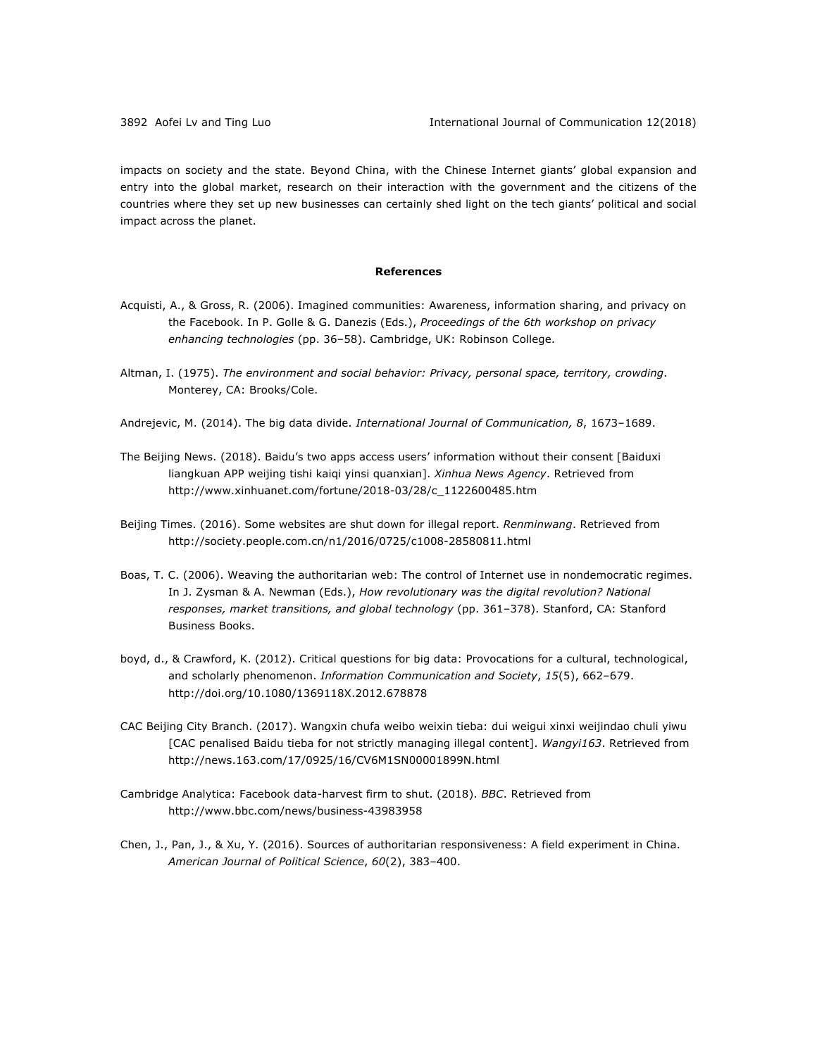impacts on society and the state. Beyond China, with the Chinese Internet giants' global expansion and entry into the global market, research on their interaction with the government and the citizens of the countries where they set up new businesses can certainly shed light on the tech giants' political and social impact across the planet.

## References

Acquisti, A., & Gross, R. (2006). Imagined communities: Awareness, information sharing, and privacy on the Facebook. In P. Golle & G. Danezis (Eds.), *Proceedings of the 6th workshop on privacy enhancing technologies* (pp. 36–58). Cambridge, UK: Robinson College.

Altman, I. (1975). *The environment and social behavior: Privacy, personal space, territory, crowding*. Monterey, CA: Brooks/Cole.

Andrejevic, M. (2014). The big data divide. *International Journal of Communication, 8*, 1673–1689.

The Beijing News. (2018). Baidu's two apps access users' information without their consent [Baiduxi liangkuan APP weijing tishi kaiqi yinsi quanxian]. *Xinhua News Agency*. Retrieved from http://www.xinhuanet.com/fortune/2018-03/28/c_1122600485.htm

Beijing Times. (2016). Some websites are shut down for illegal report. *Renminwang*. Retrieved from http://society.people.com.cn/n1/2016/0725/c1008-28580811.html

Boas, T. C. (2006). Weaving the authoritarian web: The control of Internet use in nondemocratic regimes. In J. Zysman & A. Newman (Eds.), *How revolutionary was the digital revolution? National responses, market transitions, and global technology* (pp. 361–378). Stanford, CA: Stanford Business Books.

boyd, d., & Crawford, K. (2012). Critical questions for big data: Provocations for a cultural, technological, and scholarly phenomenon. *Information Communication and Society*, *15*(5), 662–679. http://doi.org/10.1080/1369118X.2012.678878

CAC Beijing City Branch. (2017). Wangxin chufa weibo weixin tieba: dui weigui xinxi weijindao chuli yiwu [CAC penalised Baidu tieba for not strictly managing illegal content]. *Wangyi163*. Retrieved from http://news.163.com/17/0925/16/CV6M1SN00001899N.html

Cambridge Analytica: Facebook data-harvest firm to shut. (2018). *BBC*. Retrieved from http://www.bbc.com/news/business-43983958

Chen, J., Pan, J., & Xu, Y. (2016). Sources of authoritarian responsiveness: A field experiment in China. *American Journal of Political Science*, *60*(2), 383–400.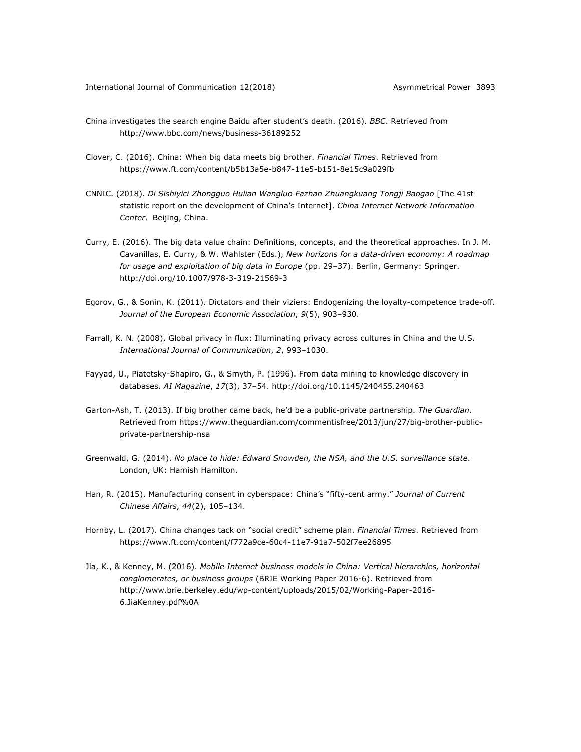China investigates the search engine Baidu after student's death. (2016). *BBC*. Retrieved from http://www.bbc.com/news/business-36189252

Clover, C. (2016). China: When big data meets big brother. *Financial Times*. Retrieved from https://www.ft.com/content/b5b13a5e-b847-11e5-b151-8e15c9a029fb

CNNIC. (2018). *Di Sishiyici Zhongguo Hulian Wangluo Fazhan Zhuangkuang Tongji Baogao* [The 41st statistic report on the development of China's Internet]. *China Internet Network Information Center*，Beijing, China.

Curry, E. (2016). The big data value chain: Definitions, concepts, and the theoretical approaches. In J. M. Cavanillas, E. Curry, & W. Wahlster (Eds.), *New horizons for a data-driven economy: A roadmap for usage and exploitation of big data in Europe* (pp. 29–37). Berlin, Germany: Springer. http://doi.org/10.1007/978-3-319-21569-3

Egorov, G., & Sonin, K. (2011). Dictators and their viziers: Endogenizing the loyalty-competence trade-off. *Journal of the European Economic Association*, *9*(5), 903–930.

Farrall, K. N. (2008). Global privacy in flux: Illuminating privacy across cultures in China and the U.S. *International Journal of Communication*, *2*, 993–1030.

Fayyad, U., Piatetsky-Shapiro, G., & Smyth, P. (1996). From data mining to knowledge discovery in databases. *AI Magazine*, *17*(3), 37–54. http://doi.org/10.1145/240455.240463

Garton-Ash, T. (2013). If big brother came back, he'd be a public-private partnership. *The Guardian*. Retrieved from https://www.theguardian.com/commentisfree/2013/jun/27/big-brother-public-private-partnership-nsa

Greenwald, G. (2014). *No place to hide: Edward Snowden, the NSA, and the U.S. surveillance state*. London, UK: Hamish Hamilton.

Han, R. (2015). Manufacturing consent in cyberspace: China's "fifty-cent army." *Journal of Current Chinese Affairs*, *44*(2), 105–134.

Hornby, L. (2017). China changes tack on "social credit" scheme plan. *Financial Times*. Retrieved from https://www.ft.com/content/f772a9ce-60c4-11e7-91a7-502f7ee26895

Jia, K., & Kenney, M. (2016). *Mobile Internet business models in China: Vertical hierarchies, horizontal conglomerates, or business groups* (BRIE Working Paper 2016-6). Retrieved from http://www.brie.berkeley.edu/wp-content/uploads/2015/02/Working-Paper-2016-6.JiaKenney.pdf%0A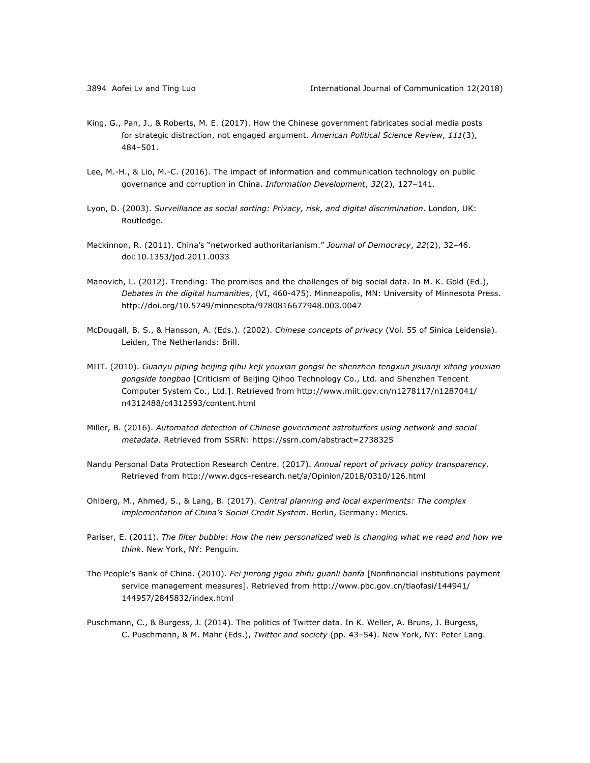King, G., Pan, J., & Roberts, M. E. (2017). How the Chinese government fabricates social media posts for strategic distraction, not engaged argument. *American Political Science Review*, *111*(3), 484–501.

Lee, M.-H., & Lio, M.-C. (2016). The impact of information and communication technology on public governance and corruption in China. *Information Development*, *32*(2), 127–141.

Lyon, D. (2003). *Surveillance as social sorting: Privacy, risk, and digital discrimination*. London, UK: Routledge.

Mackinnon, R. (2011). China's "networked authoritarianism." *Journal of Democracy*, *22*(2), 32–46. doi:10.1353/jod.2011.0033

Manovich, L. (2012). Trending: The promises and the challenges of big social data. In M. K. Gold (Ed.), *Debates in the digital humanities*, (VI, 460-475). Minneapolis, MN: University of Minnesota Press. http://doi.org/10.5749/minnesota/9780816677948.003.0047

McDougall, B. S., & Hansson, A. (Eds.). (2002). *Chinese concepts of privacy* (Vol. 55 of Sinica Leidensia). Leiden, The Netherlands: Brill.

MIIT. (2010). *Guanyu piping beijing qihu keji youxian gongsi he shenzhen tengxun jisuanji xitong youxian gongside tongbao* [Criticism of Beijing Qihoo Technology Co., Ltd. and Shenzhen Tencent Computer System Co., Ltd.]. Retrieved from http://www.miit.gov.cn/n1278117/n1287041/n4312488/c4312593/content.html

Miller, B. (2016). *Automated detection of Chinese government astroturfers using network and social metadata.* Retrieved from SSRN: https://ssrn.com/abstract=2738325

Nandu Personal Data Protection Research Centre. (2017). *Annual report of privacy policy transparency*. Retrieved from http://www.dgcs-research.net/a/Opinion/2018/0310/126.html

Ohlberg, M., Ahmed, S., & Lang, B. (2017). *Central planning and local experiments: The complex implementation of China's Social Credit System*. Berlin, Germany: Merics.

Pariser, E. (2011). *The filter bubble: How the new personalized web is changing what we read and how we think*. New York, NY: Penguin.

The People's Bank of China. (2010). *Fei jinrong jigou zhifu guanli banfa* [Nonfinancial institutions payment service management measures]. Retrieved from http://www.pbc.gov.cn/tiaofasi/144941/144957/2845832/index.html

Puschmann, C., & Burgess, J. (2014). The politics of Twitter data. In K. Weller, A. Bruns, J. Burgess, C. Puschmann, & M. Mahr (Eds.), *Twitter and society* (pp. 43–54). New York, NY: Peter Lang.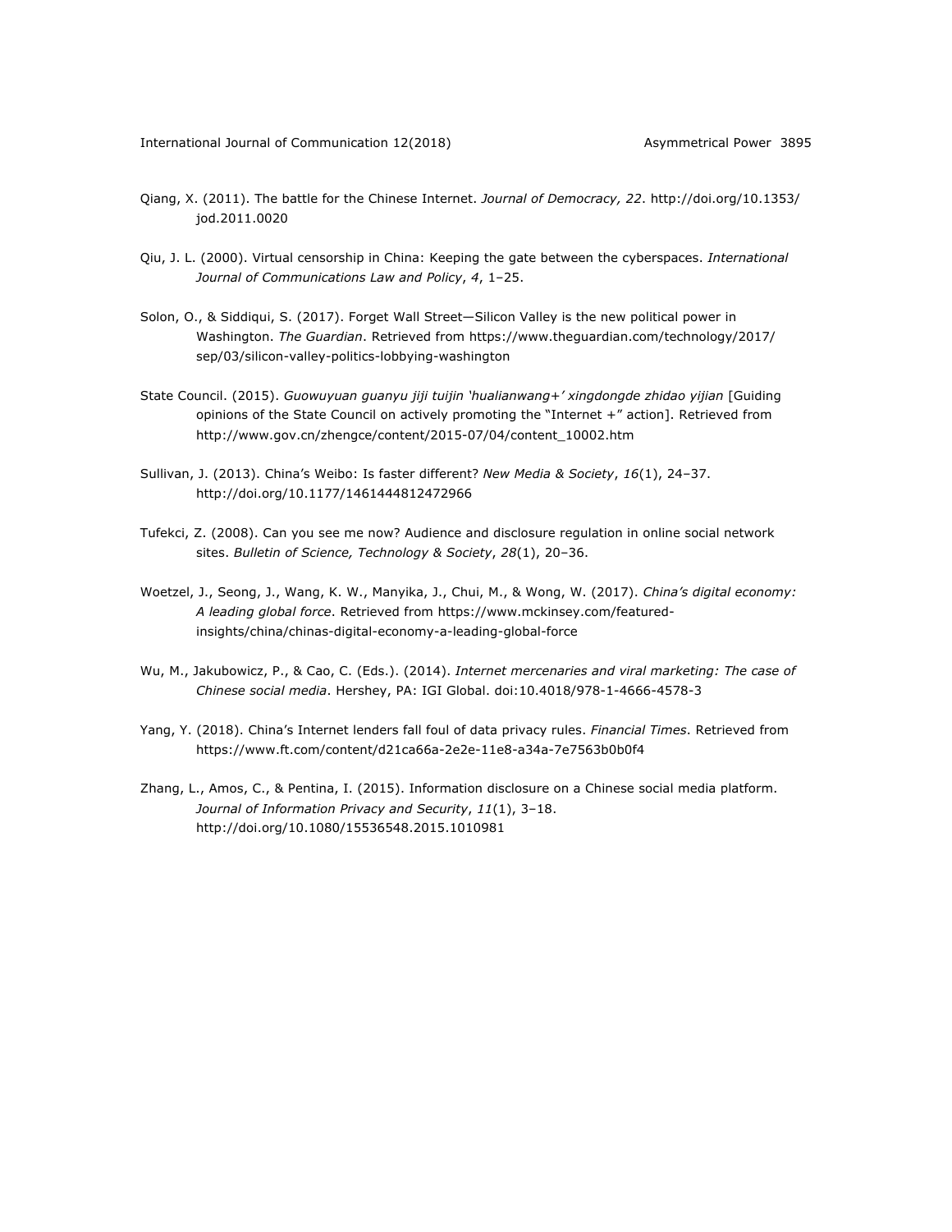Qiang, X. (2011). The battle for the Chinese Internet. *Journal of Democracy, 22*. http://doi.org/10.1353/jod.2011.0020

Qiu, J. L. (2000). Virtual censorship in China: Keeping the gate between the cyberspaces. *International Journal of Communications Law and Policy*, *4*, 1–25.

Solon, O., & Siddiqui, S. (2017). Forget Wall Street—Silicon Valley is the new political power in Washington. *The Guardian*. Retrieved from https://www.theguardian.com/technology/2017/sep/03/silicon-valley-politics-lobbying-washington

State Council. (2015). *Guowuyuan guanyu jiji tuijin 'hualianwang+' xingdongde zhidao yijian* [Guiding opinions of the State Council on actively promoting the "Internet +" action]. Retrieved from http://www.gov.cn/zhengce/content/2015-07/04/content_10002.htm

Sullivan, J. (2013). China's Weibo: Is faster different? *New Media & Society*, *16*(1), 24–37. http://doi.org/10.1177/1461444812472966

Tufekci, Z. (2008). Can you see me now? Audience and disclosure regulation in online social network sites. *Bulletin of Science, Technology & Society*, *28*(1), 20–36.

Woetzel, J., Seong, J., Wang, K. W., Manyika, J., Chui, M., & Wong, W. (2017). *China's digital economy: A leading global force*. Retrieved from https://www.mckinsey.com/featured-insights/china/chinas-digital-economy-a-leading-global-force

Wu, M., Jakubowicz, P., & Cao, C. (Eds.). (2014). *Internet mercenaries and viral marketing: The case of Chinese social media*. Hershey, PA: IGI Global. doi:10.4018/978-1-4666-4578-3

Yang, Y. (2018). China's Internet lenders fall foul of data privacy rules. *Financial Times*. Retrieved from https://www.ft.com/content/d21ca66a-2e2e-11e8-a34a-7e7563b0b0f4

Zhang, L., Amos, C., & Pentina, I. (2015). Information disclosure on a Chinese social media platform. *Journal of Information Privacy and Security*, *11*(1), 3–18. http://doi.org/10.1080/15536548.2015.1010981